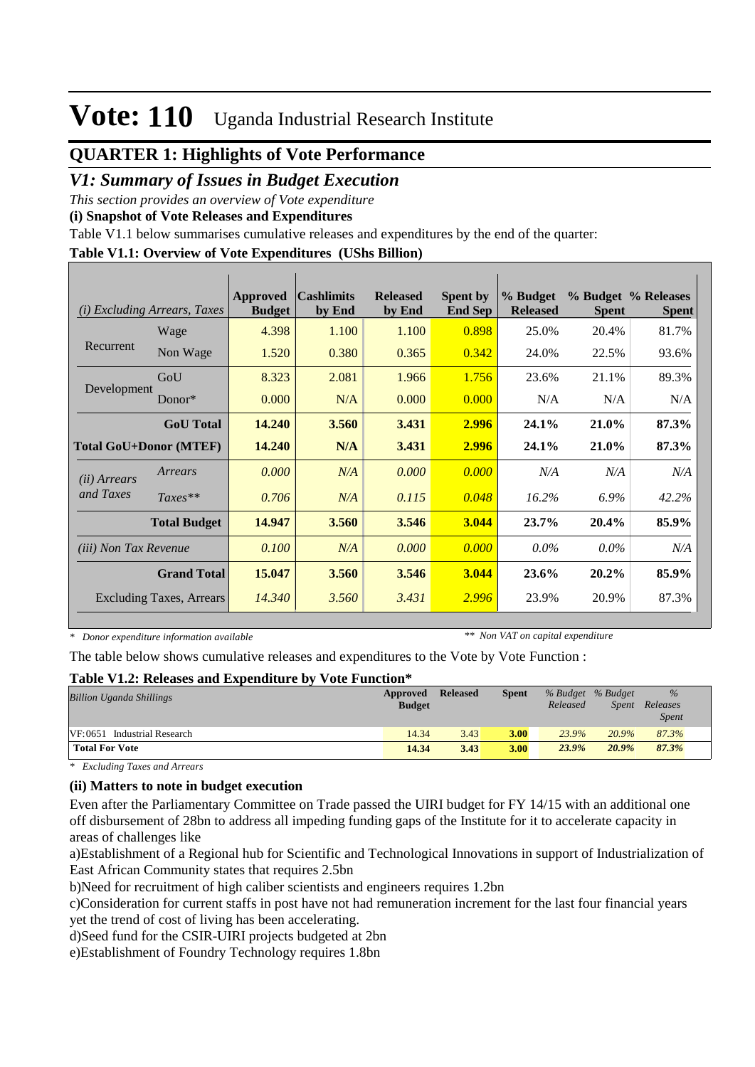# Vote: 110 Uganda Industrial Research Institute

## QUARTER 1: Highlights of Vote Performance

### *V1: Summary of Issues in Budget Execution*

*This section provides an overview of Vote expenditure*

**(i) Snapshot of Vote Releases and Expenditures**

Table V1.1 below summarises cumulative releases and expenditures by the end of the quarter:

**Table V1.1: Overview of Vote Expenditures (UShs Billion)**

| *(i) Excluding Arrears, Taxes* | | Approved Budget | Cashlimits by End | Released by End | Spent by End Sep | % Budget Released | % Budget Spent | % Releases Spent |
|---|---|---|---|---|---|---|---|---|
| Recurrent | Wage | 4.398 | 1.100 | 1.100 | 0.898 | 25.0% | 20.4% | 81.7% |
| | Non Wage | 1.520 | 0.380 | 0.365 | 0.342 | 24.0% | 22.5% | 93.6% |
| Development | GoU | 8.323 | 2.081 | 1.966 | 1.756 | 23.6% | 21.1% | 89.3% |
| | Donor* | 0.000 | N/A | 0.000 | 0.000 | N/A | N/A | N/A |
| | **GoU Total** | **14.240** | **3.560** | **3.431** | **2.996** | **24.1%** | **21.0%** | **87.3%** |
| **Total GoU+Donor (MTEF)** | | **14.240** | **N/A** | **3.431** | **2.996** | **24.1%** | **21.0%** | **87.3%** |
| *(ii) Arrears and Taxes* | *Arrears* | *0.000* | *N/A* | *0.000* | *0.000* | *N/A* | *N/A* | *N/A* |
| | *Taxes*** | *0.706* | *N/A* | *0.115* | *0.048* | *16.2%* | *6.9%* | *42.2%* |
| | **Total Budget** | **14.947** | **3.560** | **3.546** | **3.044** | **23.7%** | **20.4%** | **85.9%** |
| *(iii) Non Tax Revenue* | | *0.100* | *N/A* | *0.000* | *0.000* | *0.0%* | *0.0%* | *N/A* |
| | **Grand Total** | **15.047** | **3.560** | **3.546** | **3.044** | **23.6%** | **20.2%** | **85.9%** |
| | Excluding Taxes, Arrears | *14.340* | *3.560* | *3.431* | *2.996* | 23.9% | 20.9% | 87.3% |

*\* Donor expenditure information available* *\*\* Non VAT on capital expenditure*

The table below shows cumulative releases and expenditures to the Vote by Vote Function :

**Table V1.2: Releases and Expenditure by Vote Function***

| *Billion Uganda Shillings* | Approved Budget | Released | Spent | *% Budget Released* | *% Budget Spent* | *% Releases Spent* |
|---|---|---|---|---|---|---|
| VF:0651 Industrial Research | 14.34 | 3.43 | 3.00 | *23.9%* | *20.9%* | *87.3%* |
| **Total For Vote** | **14.34** | **3.43** | **3.00** | ***23.9%*** | ***20.9%*** | ***87.3%*** |

*\* Excluding Taxes and Arrears*

**(ii) Matters to note in budget execution**

Even after the Parliamentary Committee on Trade passed the UIRI budget for FY 14/15 with an additional one off disbursement of 28bn to address all impeding funding gaps of the Institute for it to accelerate capacity in areas of challenges like

a)Establishment of a Regional hub for Scientific and Technological Innovations in support of Industrialization of East African Community states that requires 2.5bn

b)Need for recruitment of high caliber scientists and engineers requires 1.2bn

c)Consideration for current staffs in post have not had remuneration increment for the last four financial years yet the trend of cost of living has been accelerating.

d)Seed fund for the CSIR-UIRI projects budgeted at 2bn

e)Establishment of Foundry Technology requires 1.8bn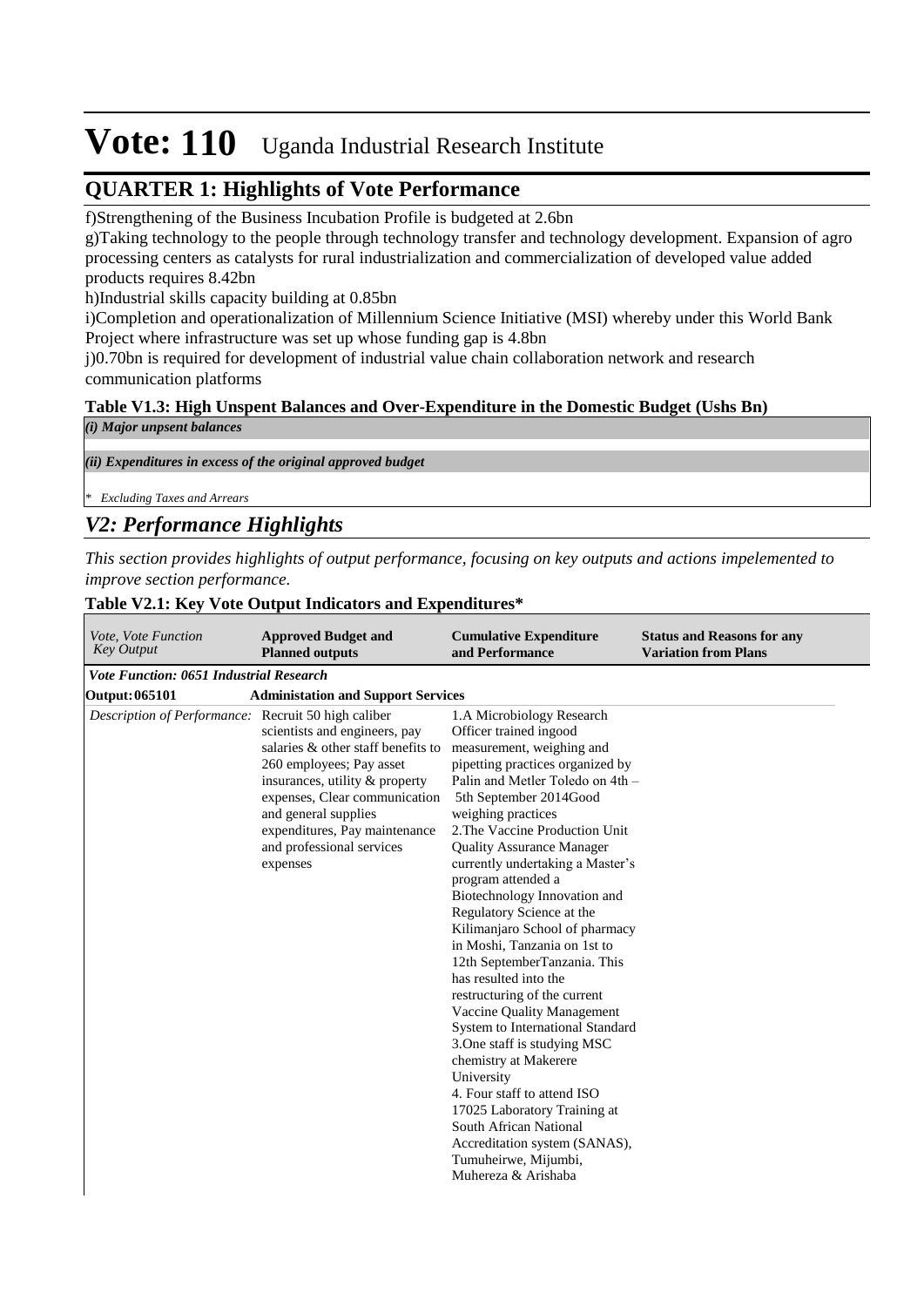# Vote: 110 Uganda Industrial Research Institute

## QUARTER 1: Highlights of Vote Performance

f)Strengthening of the Business Incubation Profile is budgeted at 2.6bn

g)Taking technology to the people through technology transfer and technology development. Expansion of agro processing centers as catalysts for rural industrialization and commercialization of developed value added products requires 8.42bn

h)Industrial skills capacity building at 0.85bn

i)Completion and operationalization of Millennium Science Initiative (MSI) whereby under this World Bank Project where infrastructure was set up whose funding gap is 4.8bn

j)0.70bn is required for development of industrial value chain collaboration network and research communication platforms

**Table V1.3: High Unspent Balances and Over-Expenditure in the Domestic Budget (Ushs Bn)**

| |
|---|
| ***(i) Major unpsent balances*** |
| |
| ***(ii) Expenditures in excess of the original approved budget*** |
| |
| *\* Excluding Taxes and Arrears* |

## *V2: Performance Highlights*

*This section provides highlights of output performance, focusing on key outputs and actions impelemented to improve section performance.*

**Table V2.1: Key Vote Output Indicators and Expenditures\***

| *Vote, Vote Function Key Output* | **Approved Budget and Planned outputs** | **Cumulative Expenditure and Performance** | **Status and Reasons for any Variation from Plans** |
|---|---|---|---|
| ***Vote Function: 0651 Industrial Research*** | | | |
| **Output: 065101** | **Administation and Support Services** | | |
| *Description of Performance:* | Recruit 50 high caliber scientists and engineers, pay salaries & other staff benefits to 260 employees; Pay asset insurances, utility & property expenses, Clear communication and general supplies expenditures, Pay maintenance and professional services expenses | 1.A Microbiology Research Officer trained ingood measurement, weighing and pipetting practices organized by Palin and Metler Toledo on 4th – 5th September 2014Good weighing practices<br>2.The Vaccine Production Unit Quality Assurance Manager currently undertaking a Master's program attended a Biotechnology Innovation and Regulatory Science at the Kilimanjaro School of pharmacy in Moshi, Tanzania on 1st to 12th SeptemberTanzania. This has resulted into the restructuring of the current Vaccine Quality Management System to International Standard<br>3.One staff is studying MSC chemistry at Makerere University<br>4. Four staff to attend ISO 17025 Laboratory Training at South African National Accreditation system (SANAS), Tumuheirwe, Mijumbi, Muhereza & Arishaba | |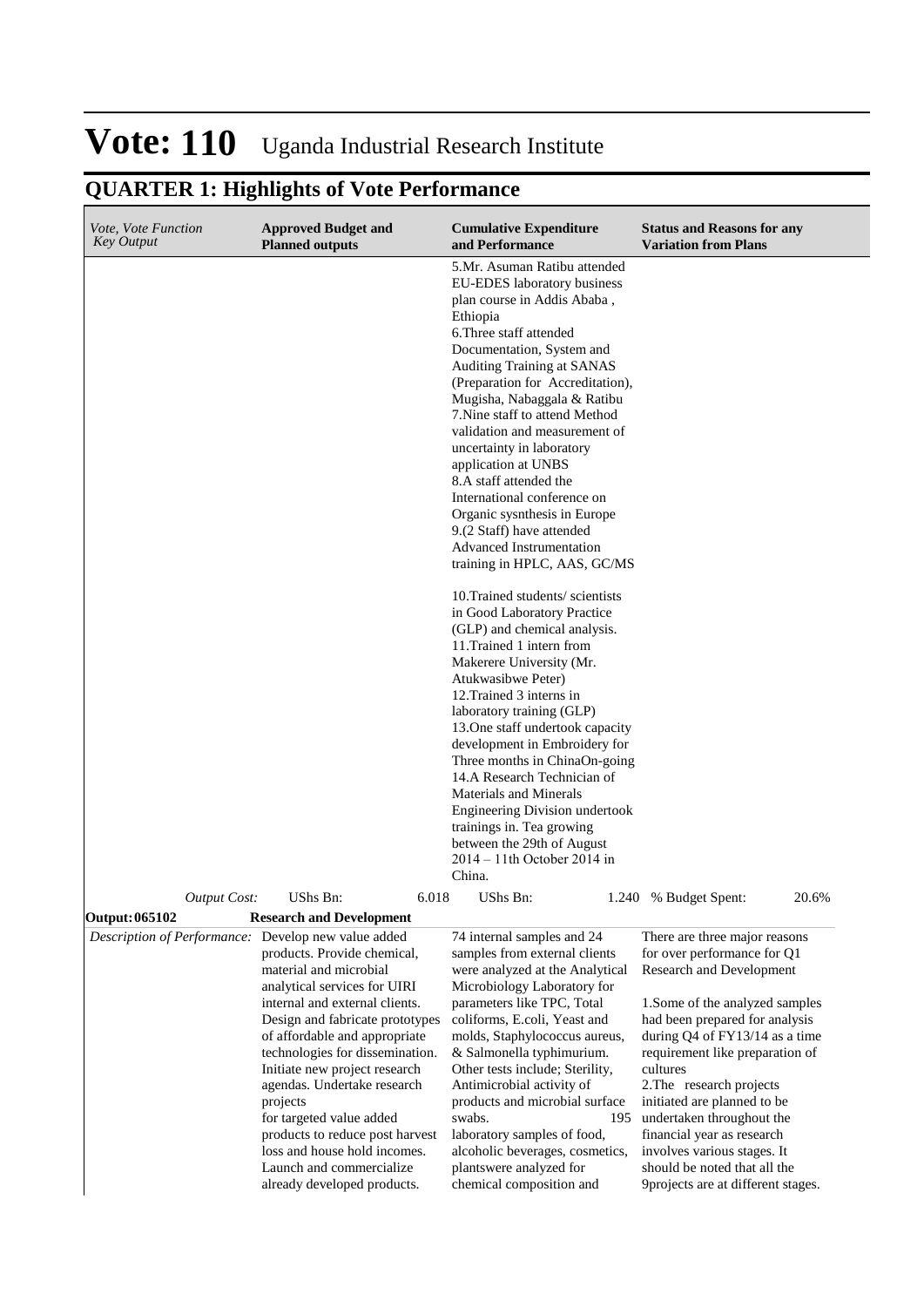# Vote: 110 Uganda Industrial Research Institute

## QUARTER 1: Highlights of Vote Performance

| *Vote, Vote Function Key Output* | **Approved Budget and Planned outputs** | **Cumulative Expenditure and Performance** | **Status and Reasons for any Variation from Plans** |
|---|---|---|---|
| | | 5.Mr. Asuman Ratibu attended EU-EDES laboratory business plan course in Addis Ababa , Ethiopia<br>6.Three staff attended Documentation, System and Auditing Training at SANAS (Preparation for Accreditation), Mugisha, Nabaggala & Ratibu<br>7.Nine staff to attend Method validation and measurement of uncertainty in laboratory application at UNBS<br>8.A staff attended the International conference on Organic sysnthesis in Europe<br>9.(2 Staff) have attended Advanced Instrumentation training in HPLC, AAS, GC/MS<br><br>10.Trained students/ scientists in Good Laboratory Practice (GLP) and chemical analysis.<br>11.Trained 1 intern from Makerere University (Mr. Atukwasibwe Peter)<br>12.Trained 3 interns in laboratory training (GLP)<br>13.One staff undertook capacity development in Embroidery for Three months in ChinaOn-going<br>14.A Research Technician of Materials and Minerals Engineering Division undertook trainings in. Tea growing between the 29th of August 2014 – 11th October 2014 in China. | |
| *Output Cost:* | UShs Bn: 6.018 | UShs Bn: 1.240 | % Budget Spent: 20.6% |
| **Output: 065102** | **Research and Development** | | |
| *Description of Performance:* | Develop new value added products. Provide chemical, material and microbial analytical services for UIRI internal and external clients. Design and fabricate prototypes of affordable and appropriate technologies for dissemination. Initiate new project research agendas. Undertake research projects for targeted value added products to reduce post harvest loss and house hold incomes. Launch and commercialize already developed products. | 74 internal samples and 24 samples from external clients were analyzed at the Analytical Microbiology Laboratory for parameters like TPC, Total coliforms, E.coli, Yeast and molds, Staphylococcus aureus, & Salmonella typhimurium. Other tests include; Sterility, Antimicrobial activity of products and microbial surface swabs. 195 laboratory samples of food, alcoholic beverages, cosmetics, plantswere analyzed for chemical composition and | There are three major reasons for over performance for Q1 Research and Development<br><br>1.Some of the analyzed samples had been prepared for analysis during Q4 of FY13/14 as a time requirement like preparation of cultures<br>2.The research projects initiated are planned to be undertaken throughout the financial year as research involves various stages. It should be noted that all the 9projects are at different stages. |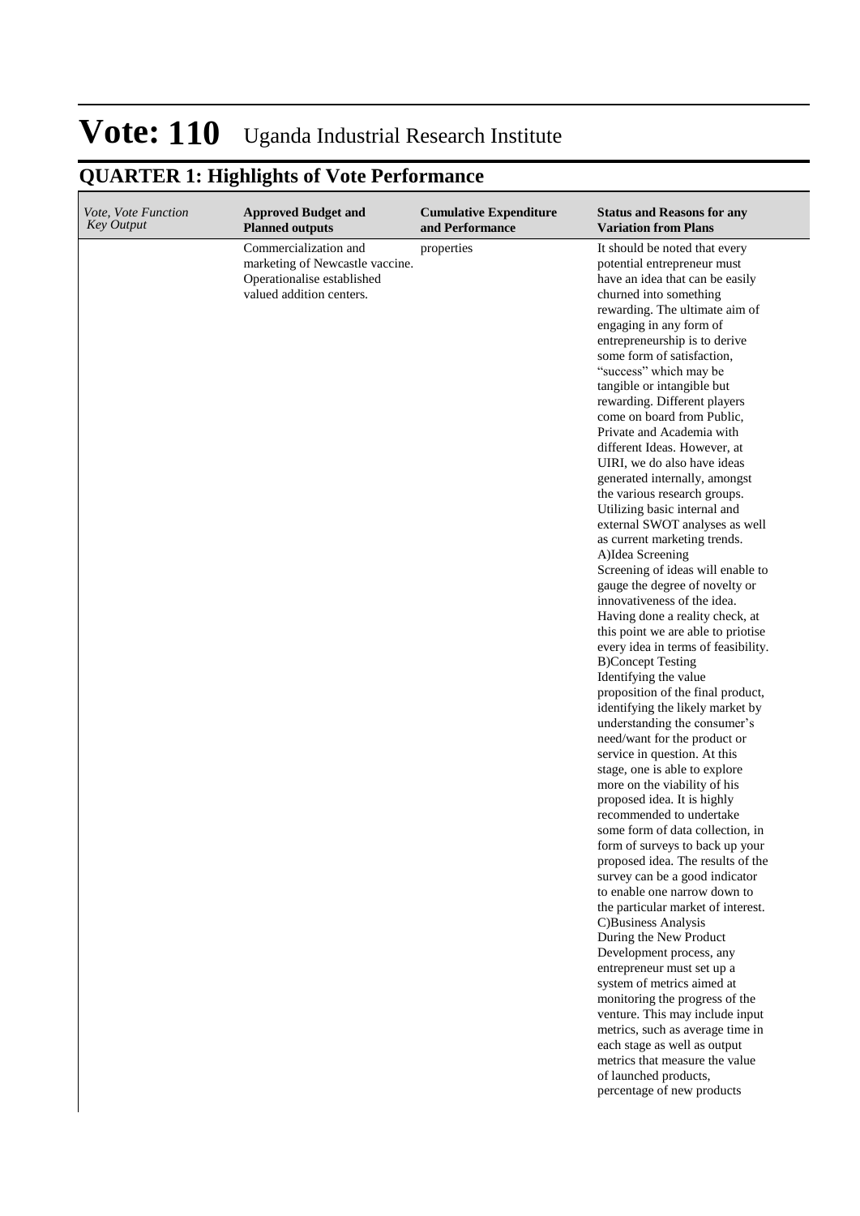# Vote: 110 Uganda Industrial Research Institute

## QUARTER 1: Highlights of Vote Performance

| *Vote, Vote Function Key Output* | **Approved Budget and Planned outputs** | **Cumulative Expenditure and Performance** | **Status and Reasons for any Variation from Plans** |
|---|---|---|---|
| | Commercialization and marketing of Newcastle vaccine. Operationalise established valued addition centers. | properties | It should be noted that every potential entrepreneur must have an idea that can be easily churned into something rewarding. The ultimate aim of engaging in any form of entrepreneurship is to derive some form of satisfaction, "success" which may be tangible or intangible but rewarding. Different players come on board from Public, Private and Academia with different Ideas. However, at UIRI, we do also have ideas generated internally, amongst the various research groups. Utilizing basic internal and external SWOT analyses as well as current marketing trends. A)Idea Screening Screening of ideas will enable to gauge the degree of novelty or innovativeness of the idea. Having done a reality check, at this point we are able to priotise every idea in terms of feasibility. B)Concept Testing Identifying the value proposition of the final product, identifying the likely market by understanding the consumer's need/want for the product or service in question. At this stage, one is able to explore more on the viability of his proposed idea. It is highly recommended to undertake some form of data collection, in form of surveys to back up your proposed idea. The results of the survey can be a good indicator to enable one narrow down to the particular market of interest. C)Business Analysis During the New Product Development process, any entrepreneur must set up a system of metrics aimed at monitoring the progress of the venture. This may include input metrics, such as average time in each stage as well as output metrics that measure the value of launched products, percentage of new products |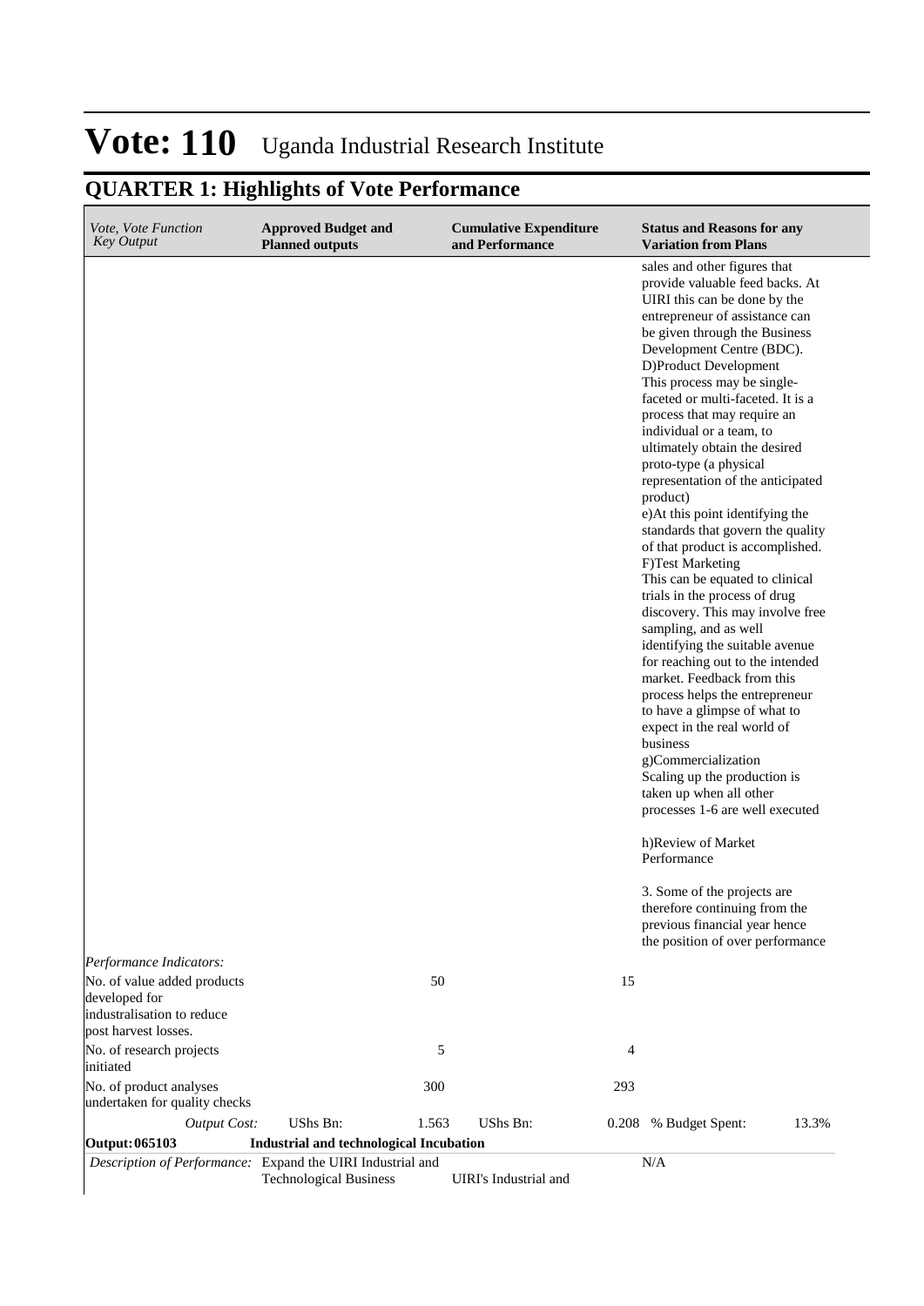# Vote: 110 Uganda Industrial Research Institute

## QUARTER 1: Highlights of Vote Performance

| *Vote, Vote Function Key Output* | **Approved Budget and Planned outputs** | | **Cumulative Expenditure and Performance** | | **Status and Reasons for any Variation from Plans** | |
|---|---|---|---|---|---|---|
| | | | | | sales and other figures that provide valuable feed backs. At UIRI this can be done by the entrepreneur of assistance can be given through the Business Development Centre (BDC).<br>D)Product Development<br>This process may be single-faceted or multi-faceted. It is a process that may require an individual or a team, to ultimately obtain the desired proto-type (a physical representation of the anticipated product)<br>e)At this point identifying the standards that govern the quality of that product is accomplished.<br>F)Test Marketing<br>This can be equated to clinical trials in the process of drug discovery. This may involve free sampling, and as well identifying the suitable avenue for reaching out to the intended market. Feedback from this process helps the entrepreneur to have a glimpse of what to expect in the real world of business<br>g)Commercialization<br>Scaling up the production is taken up when all other processes 1-6 are well executed<br><br>h)Review of Market Performance<br><br>3. Some of the projects are therefore continuing from the previous financial year hence the position of over performance | |
| *Performance Indicators:* | | | | | | |
| No. of value added products developed for industrialisation to reduce post harvest losses. | | 50 | | 15 | | |
| No. of research projects initiated | | 5 | | 4 | | |
| No. of product analyses undertaken for quality checks | | 300 | | 293 | | |
| *Output Cost:* | UShs Bn: | 1.563 | UShs Bn: | 0.208 | % Budget Spent: | 13.3% |
| **Output: 065103** | **Industrial and technological Incubation** | | | | | |
| *Description of Performance:* | Expand the UIRI Industrial and Technological Business | | UIRI's Industrial and | | N/A | |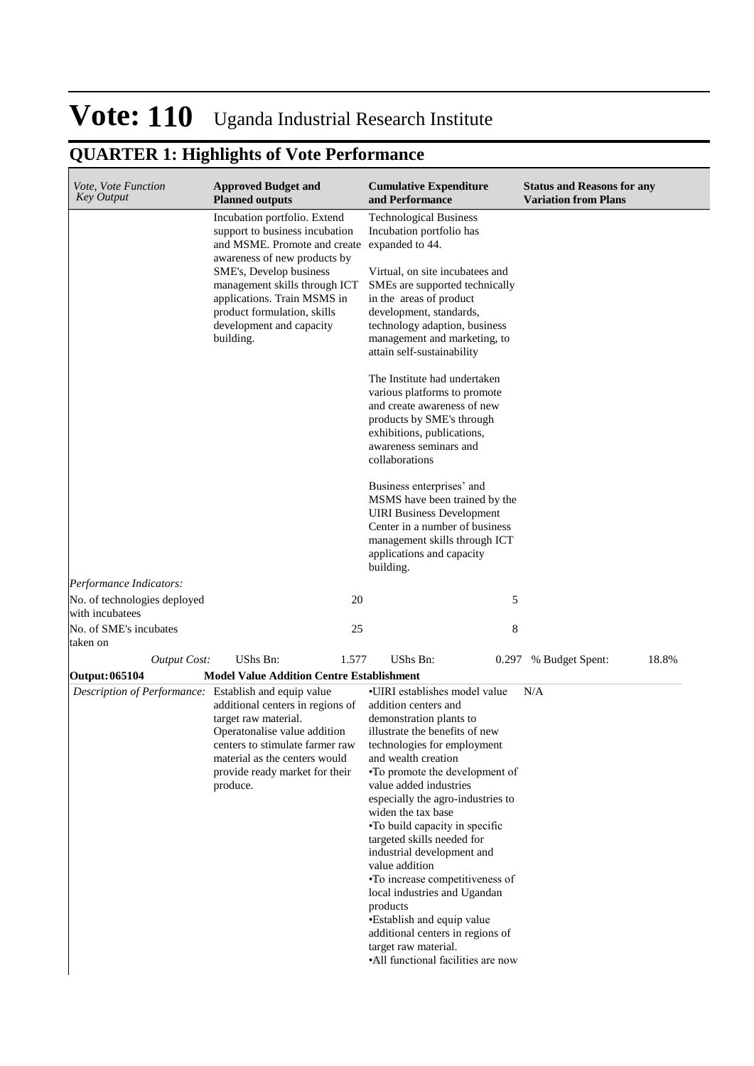# Vote: 110 Uganda Industrial Research Institute

## QUARTER 1: Highlights of Vote Performance

| *Vote, Vote Function Key Output* | **Approved Budget and Planned outputs** | | **Cumulative Expenditure and Performance** | | **Status and Reasons for any Variation from Plans** | |
|---|---|---|---|---|---|---|
| | Incubation portfolio. Extend support to business incubation and MSME. Promote and create awareness of new products by SME's, Develop business management skills through ICT applications. Train MSMS in product formulation, skills development and capacity building. | | Technological Business Incubation portfolio has expanded to 44.<br><br>Virtual, on site incubatees and SMEs are supported technically in the areas of product development, standards, technology adaption, business management and marketing, to attain self-sustainability<br><br>The Institute had undertaken various platforms to promote and create awareness of new products by SME's through exhibitions, publications, awareness seminars and collaborations<br><br>Business enterprises' and MSMS have been trained by the UIRI Business Development Center in a number of business management skills through ICT applications and capacity building. | | | |
| *Performance Indicators:* | | | | | | |
| No. of technologies deployed with incubatees | | 20 | | 5 | | |
| No. of SME's incubates taken on | | 25 | | 8 | | |
| *Output Cost:* | UShs Bn: | 1.577 | UShs Bn: | 0.297 | % Budget Spent: | 18.8% |
| **Output: 065104** | **Model Value Addition Centre Establishment** | | | | | |
| *Description of Performance:* | Establish and equip value additional centers in regions of target raw material. Operatonalise value addition centers to stimulate farmer raw material as the centers would provide ready market for their produce. | | •UIRI establishes model value addition centers and demonstration plants to illustrate the benefits of new technologies for employment and wealth creation<br>•To promote the development of value added industries especially the agro-industries to widen the tax base<br>•To build capacity in specific targeted skills needed for industrial development and value addition<br>•To increase competitiveness of local industries and Ugandan products<br>•Establish and equip value additional centers in regions of target raw material.<br>•All functional facilities are now | | N/A | |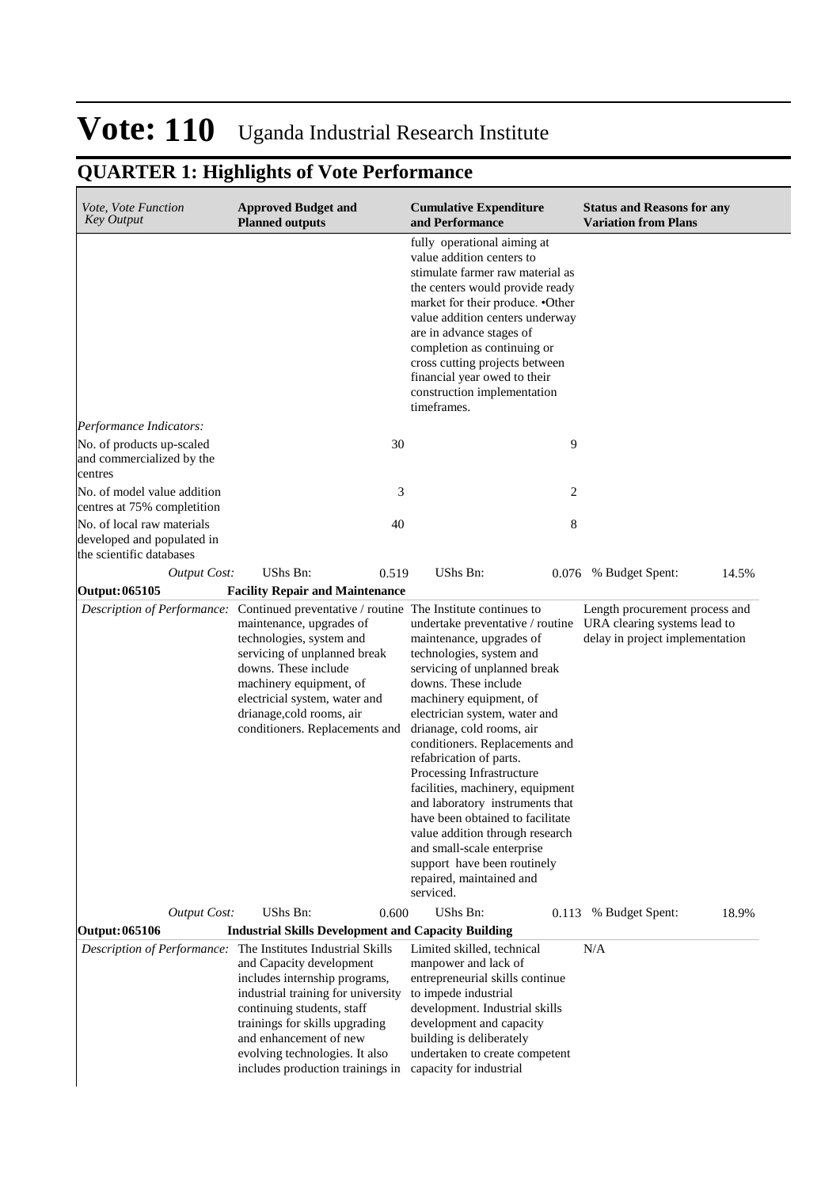# Vote: 110 Uganda Industrial Research Institute

## QUARTER 1: Highlights of Vote Performance

| *Vote, Vote Function Key Output* | **Approved Budget and Planned outputs** | | **Cumulative Expenditure and Performance** | | **Status and Reasons for any Variation from Plans** | |
|---|---|---|---|---|---|---|
| | | | fully operational aiming at value addition centers to stimulate farmer raw material as the centers would provide ready market for their produce. •Other value addition centers underway are in advance stages of completion as continuing or cross cutting projects between financial year owed to their construction implementation timeframes. | | | |
| *Performance Indicators:* | | | | | | |
| No. of products up-scaled and commercialized by the centres | | 30 | | 9 | | |
| No. of model value addition centres at 75% completion | | 3 | | 2 | | |
| No. of local raw materials developed and populated in the scientific databases | | 40 | | 8 | | |
| *Output Cost:* | UShs Bn: | 0.519 | UShs Bn: | 0.076 | % Budget Spent: | 14.5% |
| **Output: 065105** | **Facility Repair and Maintenance** | | | | | |
| *Description of Performance:* | Continued preventative / routine maintenance, upgrades of technologies, system and servicing of unplanned break downs. These include machinery equipment, of electricial system, water and drianage,cold rooms, air conditioners. Replacements and | | The Institute continues to undertake preventative / routine maintenance, upgrades of technologies, system and servicing of unplanned break downs. These include machinery equipment, of electrician system, water and drianage, cold rooms, air conditioners. Replacements and refabrication of parts. Processing Infrastructure facilities, machinery, equipment and laboratory instruments that have been obtained to facilitate value addition through research and small-scale enterprise support have been routinely repaired, maintained and serviced. | | Length procurement process and URA clearing systems lead to delay in project implementation | |
| *Output Cost:* | UShs Bn: | 0.600 | UShs Bn: | 0.113 | % Budget Spent: | 18.9% |
| **Output: 065106** | **Industrial Skills Development and Capacity Building** | | | | | |
| *Description of Performance:* | The Institutes Industrial Skills and Capacity development includes internship programs, industrial training for university continuing students, staff trainings for skills upgrading and enhancement of new evolving technologies. It also includes production trainings in | | Limited skilled, technical manpower and lack of entrepreneurial skills continue to impede industrial development. Industrial skills development and capacity building is deliberately undertaken to create competent capacity for industrial | | N/A | |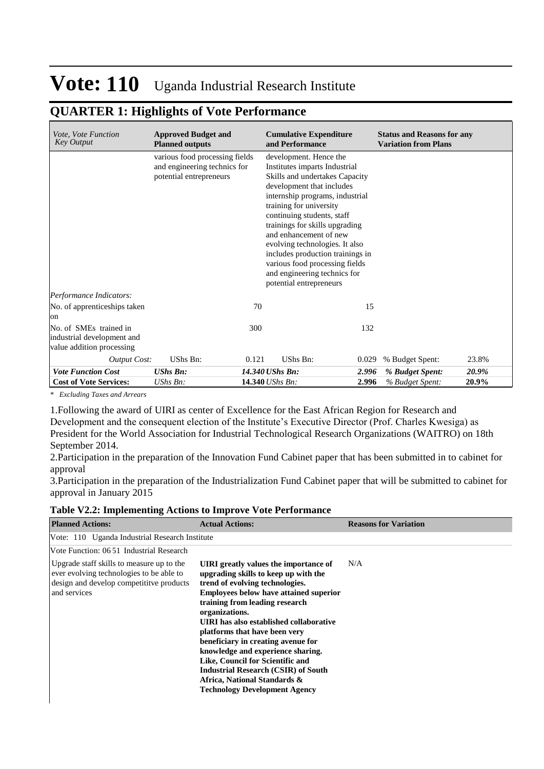# Vote: 110 Uganda Industrial Research Institute

## QUARTER 1: Highlights of Vote Performance

| *Vote, Vote Function Key Output* | **Approved Budget and Planned outputs** | | **Cumulative Expenditure and Performance** | | **Status and Reasons for any Variation from Plans** | |
|---|---|---|---|---|---|---|
| | various food processing fields and engineering technics for potential entrepreneurs | | development. Hence the Institutes imparts Industrial Skills and undertakes Capacity development that includes internship programs, industrial training for university continuing students, staff trainings for skills upgrading and enhancement of new evolving technologies. It also includes production trainings in various food processing fields and engineering technics for potential entrepreneurs | | | |
| *Performance Indicators:* | | | | | | |
| No. of apprenticeships taken on | | 70 | | 15 | | |
| No. of SMEs trained in industrial development and value addition processing | | 300 | | 132 | | |
| *Output Cost:* | UShs Bn: | 0.121 | UShs Bn: | 0.029 | % Budget Spent: | 23.8% |
| ***Vote Function Cost*** | ***UShs Bn:*** | ***14.340*** | ***UShs Bn:*** | ***2.996*** | ***% Budget Spent:*** | ***20.9%*** |
| **Cost of Vote Services:** | *UShs Bn:* | **14.340** | *UShs Bn:* | **2.996** | *% Budget Spent:* | **20.9%** |

*\* Excluding Taxes and Arrears*

1.Following the award of UIRI as center of Excellence for the East African Region for Research and Development and the consequent election of the Institute's Executive Director (Prof. Charles Kwesiga) as President for the World Association for Industrial Technological Research Organizations (WAITRO) on 18th September 2014.

2.Participation in the preparation of the Innovation Fund Cabinet paper that has been submitted in to cabinet for approval

3.Participation in the preparation of the Industrialization Fund Cabinet paper that will be submitted to cabinet for approval in January 2015

**Table V2.2: Implementing Actions to Improve Vote Performance**

| **Planned Actions:** | **Actual Actions:** | **Reasons for Variation** |
|---|---|---|
| Vote: 110 Uganda Industrial Research Institute | | |
| Vote Function: 06 51 Industrial Research | | |
| Upgrade staff skills to measure up to the ever evolving technologies to be able to design and develop competitive products and services | **UIRI greatly values the importance of upgrading skills to keep up with the trend of evolving technologies. Employees below have attained superior training from leading research organizations. UIRI has also established collaborative platforms that have been very beneficiary in creating avenue for knowledge and experience sharing. Like, Council for Scientific and Industrial Research (CSIR) of South Africa, National Standards & Technology Development Agency** | N/A |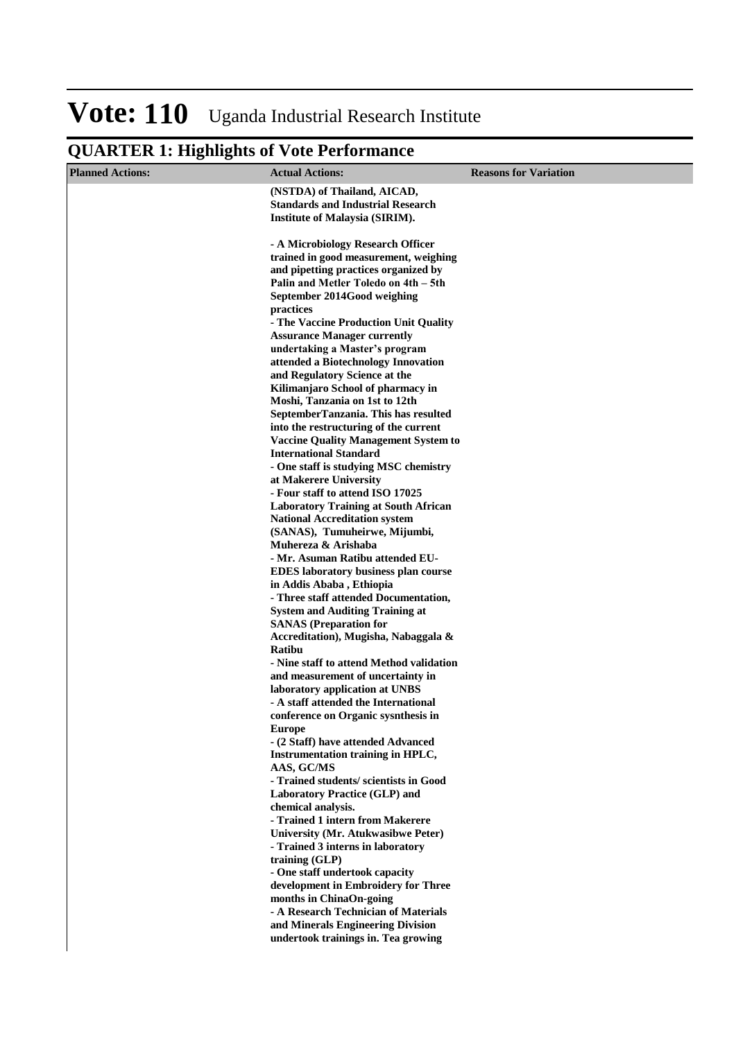# Vote: 110 Uganda Industrial Research Institute

## QUARTER 1: Highlights of Vote Performance

| Planned Actions: | Actual Actions: | Reasons for Variation |
|---|---|---|
| | (NSTDA) of Thailand, AICAD, Standards and Industrial Research Institute of Malaysia (SIRIM).<br><br>- A Microbiology Research Officer trained in good measurement, weighing and pipetting practices organized by Palin and Metler Toledo on 4th – 5th September 2014Good weighing practices<br>- The Vaccine Production Unit Quality Assurance Manager currently undertaking a Master's program attended a Biotechnology Innovation and Regulatory Science at the Kilimanjaro School of pharmacy in Moshi, Tanzania on 1st to 12th SeptemberTanzania. This has resulted into the restructuring of the current Vaccine Quality Management System to International Standard<br>- One staff is studying MSC chemistry at Makerere University<br>- Four staff to attend ISO 17025 Laboratory Training at South African National Accreditation system (SANAS), Tumuheirwe, Mijumbi, Muhereza & Arishaba<br>- Mr. Asuman Ratibu attended EU-EDES laboratory business plan course in Addis Ababa , Ethiopia<br>- Three staff attended Documentation, System and Auditing Training at SANAS (Preparation for Accreditation), Mugisha, Nabaggala & Ratibu<br>- Nine staff to attend Method validation and measurement of uncertainty in laboratory application at UNBS<br>- A staff attended the International conference on Organic sysnthesis in Europe<br>- (2 Staff) have attended Advanced Instrumentation training in HPLC, AAS, GC/MS<br>- Trained students/ scientists in Good Laboratory Practice (GLP) and chemical analysis.<br>- Trained 1 intern from Makerere University (Mr. Atukwasibwe Peter)<br>- Trained 3 interns in laboratory training (GLP)<br>- One staff undertook capacity development in Embroidery for Three months in ChinaOn-going<br>- A Research Technician of Materials and Minerals Engineering Division undertook trainings in. Tea growing | |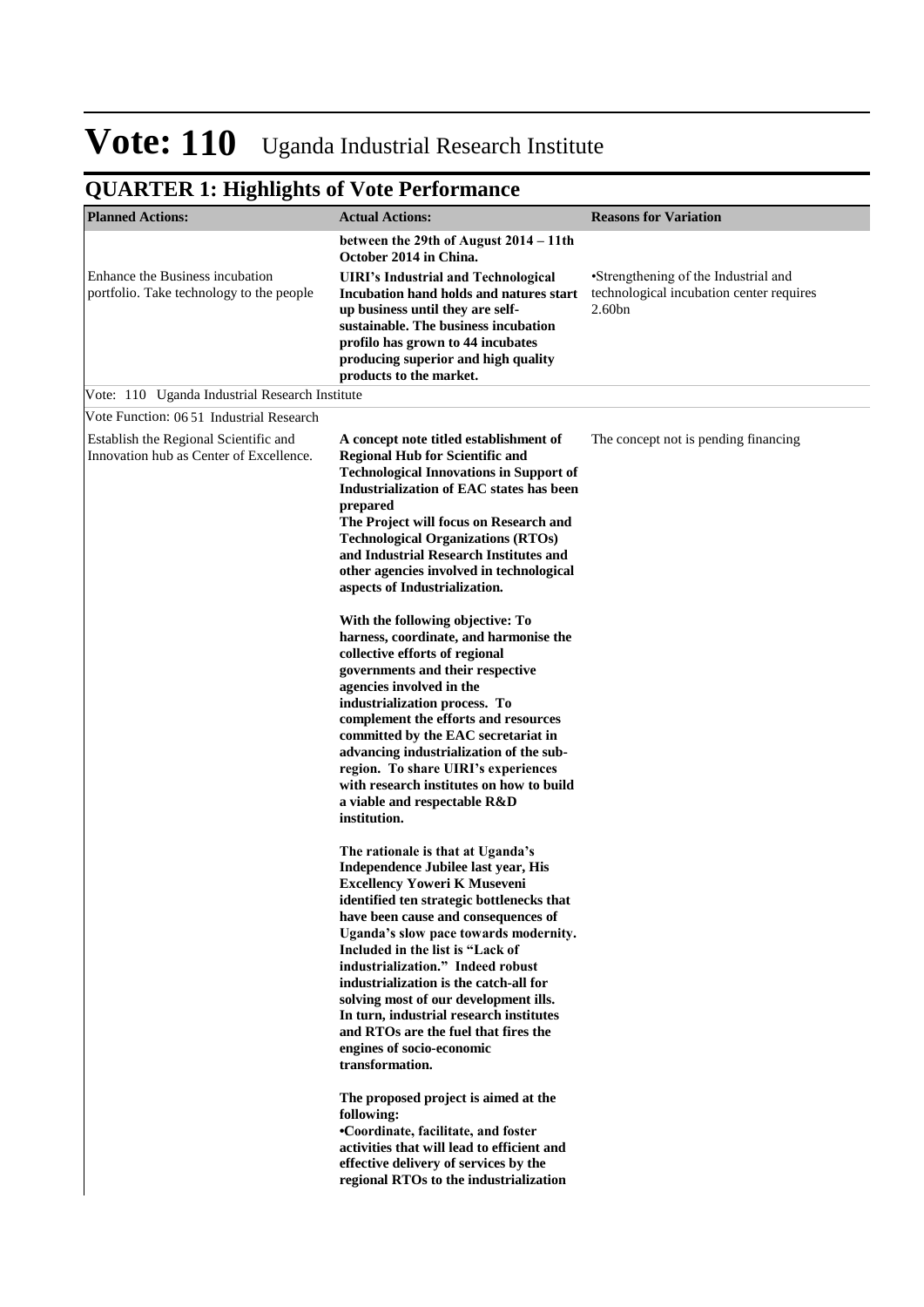# Vote: 110 Uganda Industrial Research Institute

## QUARTER 1: Highlights of Vote Performance

| Planned Actions: | Actual Actions: | Reasons for Variation |
|---|---|---|
| | **between the 29th of August 2014 – 11th October 2014 in China.** | |
| Enhance the Business incubation portfolio. Take technology to the people | **UIRI's Industrial and Technological Incubation hand holds and natures start up business until they are self-sustainable. The business incubation profilo has grown to 44 incubates producing superior and high quality products to the market.** | •Strengthening of the Industrial and technological incubation center requires 2.60bn |
| Vote: 110 Uganda Industrial Research Institute | | |
| Vote Function: 06 51 Industrial Research | | |
| Establish the Regional Scientific and Innovation hub as Center of Excellence. | **A concept note titled establishment of Regional Hub for Scientific and Technological Innovations in Support of Industrialization of EAC states has been prepared**<br>**The Project will focus on Research and Technological Organizations (RTOs) and Industrial Research Institutes and other agencies involved in technological aspects of Industrialization.**<br><br>**With the following objective: To harness, coordinate, and harmonise the collective efforts of regional governments and their respective agencies involved in the industrialization process. To complement the efforts and resources committed by the EAC secretariat in advancing industrialization of the sub-region. To share UIRI's experiences with research institutes on how to build a viable and respectable R&D institution.**<br><br>**The rationale is that at Uganda's Independence Jubilee last year, His Excellency Yoweri K Museveni identified ten strategic bottlenecks that have been cause and consequences of Uganda's slow pace towards modernity. Included in the list is "Lack of industrialization." Indeed robust industrialization is the catch-all for solving most of our development ills. In turn, industrial research institutes and RTOs are the fuel that fires the engines of socio-economic transformation.**<br><br>**The proposed project is aimed at the following:**<br>**•Coordinate, facilitate, and foster activities that will lead to efficient and effective delivery of services by the regional RTOs to the industrialization** | The concept not is pending financing |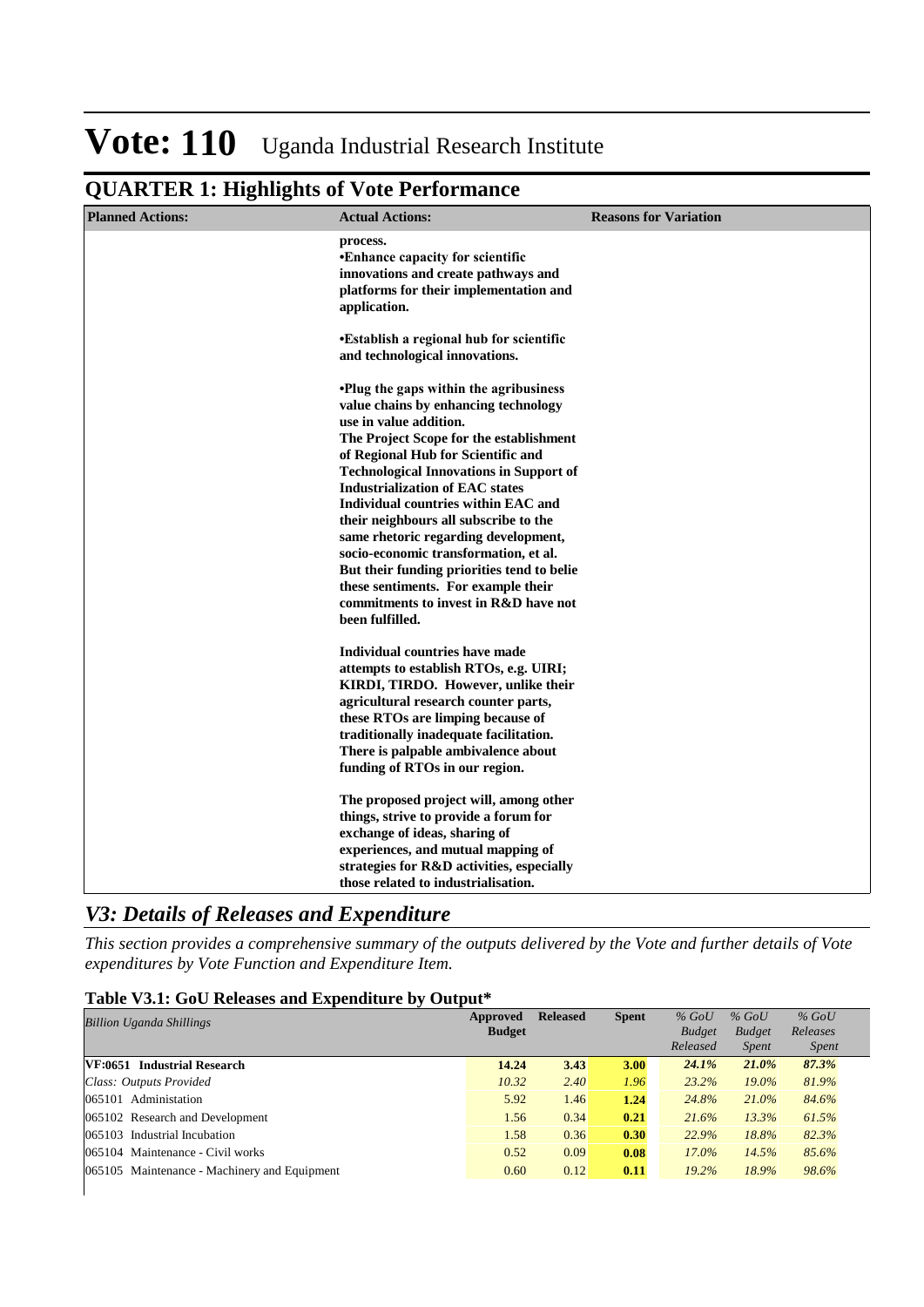# Vote: 110 Uganda Industrial Research Institute

## QUARTER 1: Highlights of Vote Performance

| Planned Actions: | Actual Actions: | Reasons for Variation |
|---|---|---|
| | **process.**<br>**•Enhance capacity for scientific innovations and create pathways and platforms for their implementation and application.**<br><br>**•Establish a regional hub for scientific and technological innovations.**<br><br>**•Plug the gaps within the agribusiness value chains by enhancing technology use in value addition.**<br>**The Project Scope for the establishment of Regional Hub for Scientific and Technological Innovations in Support of Industrialization of EAC states**<br>**Individual countries within EAC and their neighbours all subscribe to the same rhetoric regarding development, socio-economic transformation, et al. But their funding priorities tend to belie these sentiments. For example their commitments to invest in R&D have not been fulfilled.**<br><br>**Individual countries have made attempts to establish RTOs, e.g. UIRI; KIRDI, TIRDO. However, unlike their agricultural research counter parts, these RTOs are limping because of traditionally inadequate facilitation. There is palpable ambivalence about funding of RTOs in our region.**<br><br>**The proposed project will, among other things, strive to provide a forum for exchange of ideas, sharing of experiences, and mutual mapping of strategies for R&D activities, especially those related to industrialisation.** | |

## *V3: Details of Releases and Expenditure*

*This section provides a comprehensive summary of the outputs delivered by the Vote and further details of Vote expenditures by Vote Function and Expenditure Item.*

### Table V3.1: GoU Releases and Expenditure by Output*

| *Billion Uganda Shillings* | Approved Budget | Released | Spent | *% GoU Budget Released* | *% GoU Budget Spent* | *% GoU Releases Spent* |
|---|---|---|---|---|---|---|
| **VF:0651 Industrial Research** | **14.24** | **3.43** | **3.00** | ***24.1%*** | ***21.0%*** | ***87.3%*** |
| *Class: Outputs Provided* | *10.32* | *2.40* | *1.96* | *23.2%* | *19.0%* | *81.9%* |
| 065101 Administation | 5.92 | 1.46 | **1.24** | *24.8%* | *21.0%* | *84.6%* |
| 065102 Research and Development | 1.56 | 0.34 | **0.21** | *21.6%* | *13.3%* | *61.5%* |
| 065103 Industrial Incubation | 1.58 | 0.36 | **0.30** | *22.9%* | *18.8%* | *82.3%* |
| 065104 Maintenance - Civil works | 0.52 | 0.09 | **0.08** | *17.0%* | *14.5%* | *85.6%* |
| 065105 Maintenance - Machinery and Equipment | 0.60 | 0.12 | **0.11** | *19.2%* | *18.9%* | *98.6%* |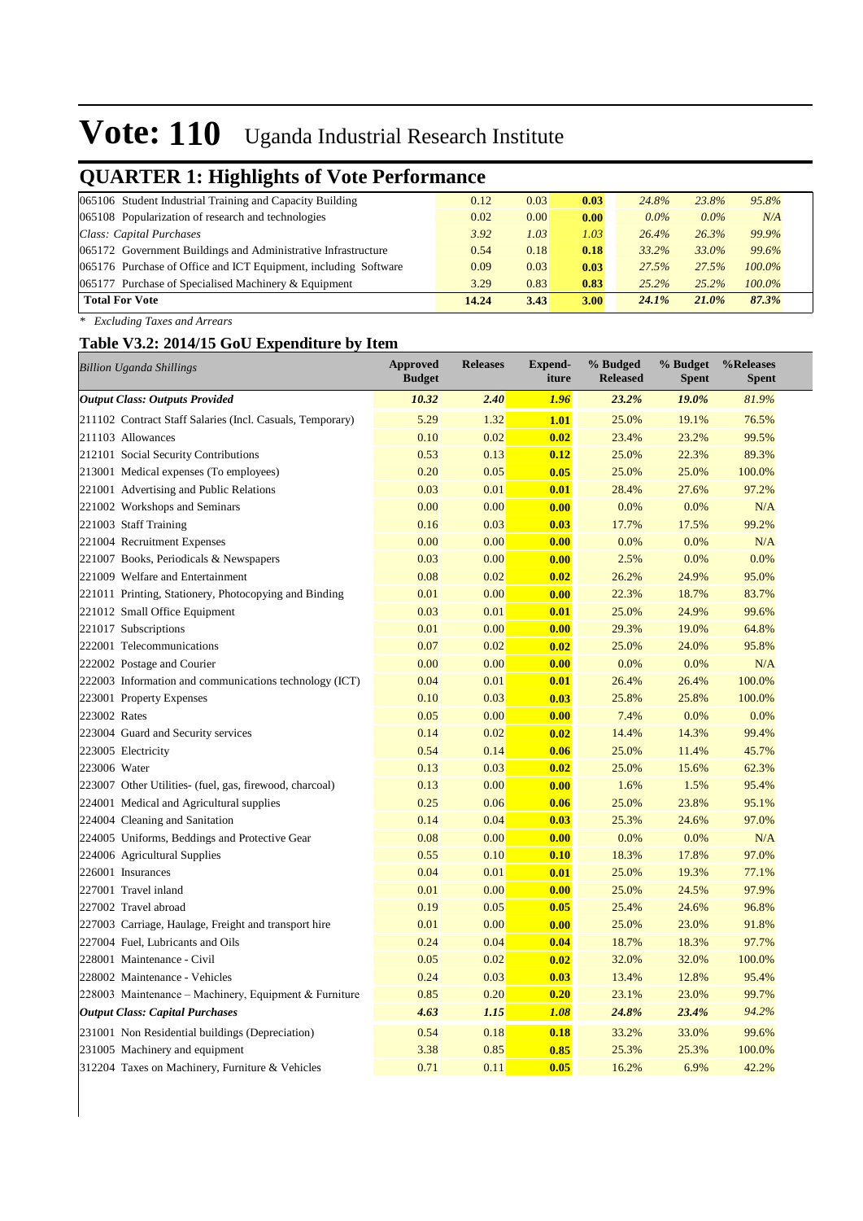# Vote: 110 Uganda Industrial Research Institute

## QUARTER 1: Highlights of Vote Performance

| | | | | | | |
|---|---|---|---|---|---|---|
| 065106 Student Industrial Training and Capacity Building | 0.12 | 0.03 | **0.03** | *24.8%* | *23.8%* | *95.8%* |
| 065108 Popularization of research and technologies | 0.02 | 0.00 | **0.00** | *0.0%* | *0.0%* | *N/A* |
| *Class: Capital Purchases* | *3.92* | *1.03* | *1.03* | *26.4%* | *26.3%* | *99.9%* |
| 065172 Government Buildings and Administrative Infrastructure | 0.54 | 0.18 | **0.18** | *33.2%* | *33.0%* | *99.6%* |
| 065176 Purchase of Office and ICT Equipment, including Software | 0.09 | 0.03 | **0.03** | *27.5%* | *27.5%* | *100.0%* |
| 065177 Purchase of Specialised Machinery & Equipment | 3.29 | 0.83 | **0.83** | *25.2%* | *25.2%* | *100.0%* |
| **Total For Vote** | **14.24** | **3.43** | **3.00** | ***24.1%*** | ***21.0%*** | ***87.3%*** |

*\* Excluding Taxes and Arrears*

### Table V3.2: 2014/15 GoU Expenditure by Item

| *Billion Uganda Shillings* | Approved Budget | Releases | Expend-iture | % Budged Released | % Budget Spent | %Releases Spent |
|---|---|---|---|---|---|---|
| ***Output Class: Outputs Provided*** | ***10.32*** | ***2.40*** | ***1.96*** | ***23.2%*** | ***19.0%*** | *81.9%* |
| 211102 Contract Staff Salaries (Incl. Casuals, Temporary) | 5.29 | 1.32 | **1.01** | 25.0% | 19.1% | 76.5% |
| 211103 Allowances | 0.10 | 0.02 | **0.02** | 23.4% | 23.2% | 99.5% |
| 212101 Social Security Contributions | 0.53 | 0.13 | **0.12** | 25.0% | 22.3% | 89.3% |
| 213001 Medical expenses (To employees) | 0.20 | 0.05 | **0.05** | 25.0% | 25.0% | 100.0% |
| 221001 Advertising and Public Relations | 0.03 | 0.01 | **0.01** | 28.4% | 27.6% | 97.2% |
| 221002 Workshops and Seminars | 0.00 | 0.00 | **0.00** | 0.0% | 0.0% | N/A |
| 221003 Staff Training | 0.16 | 0.03 | **0.03** | 17.7% | 17.5% | 99.2% |
| 221004 Recruitment Expenses | 0.00 | 0.00 | **0.00** | 0.0% | 0.0% | N/A |
| 221007 Books, Periodicals & Newspapers | 0.03 | 0.00 | **0.00** | 2.5% | 0.0% | 0.0% |
| 221009 Welfare and Entertainment | 0.08 | 0.02 | **0.02** | 26.2% | 24.9% | 95.0% |
| 221011 Printing, Stationery, Photocopying and Binding | 0.01 | 0.00 | **0.00** | 22.3% | 18.7% | 83.7% |
| 221012 Small Office Equipment | 0.03 | 0.01 | **0.01** | 25.0% | 24.9% | 99.6% |
| 221017 Subscriptions | 0.01 | 0.00 | **0.00** | 29.3% | 19.0% | 64.8% |
| 222001 Telecommunications | 0.07 | 0.02 | **0.02** | 25.0% | 24.0% | 95.8% |
| 222002 Postage and Courier | 0.00 | 0.00 | **0.00** | 0.0% | 0.0% | N/A |
| 222003 Information and communications technology (ICT) | 0.04 | 0.01 | **0.01** | 26.4% | 26.4% | 100.0% |
| 223001 Property Expenses | 0.10 | 0.03 | **0.03** | 25.8% | 25.8% | 100.0% |
| 223002 Rates | 0.05 | 0.00 | **0.00** | 7.4% | 0.0% | 0.0% |
| 223004 Guard and Security services | 0.14 | 0.02 | **0.02** | 14.4% | 14.3% | 99.4% |
| 223005 Electricity | 0.54 | 0.14 | **0.06** | 25.0% | 11.4% | 45.7% |
| 223006 Water | 0.13 | 0.03 | **0.02** | 25.0% | 15.6% | 62.3% |
| 223007 Other Utilities- (fuel, gas, firewood, charcoal) | 0.13 | 0.00 | **0.00** | 1.6% | 1.5% | 95.4% |
| 224001 Medical and Agricultural supplies | 0.25 | 0.06 | **0.06** | 25.0% | 23.8% | 95.1% |
| 224004 Cleaning and Sanitation | 0.14 | 0.04 | **0.03** | 25.3% | 24.6% | 97.0% |
| 224005 Uniforms, Beddings and Protective Gear | 0.08 | 0.00 | **0.00** | 0.0% | 0.0% | N/A |
| 224006 Agricultural Supplies | 0.55 | 0.10 | **0.10** | 18.3% | 17.8% | 97.0% |
| 226001 Insurances | 0.04 | 0.01 | **0.01** | 25.0% | 19.3% | 77.1% |
| 227001 Travel inland | 0.01 | 0.00 | **0.00** | 25.0% | 24.5% | 97.9% |
| 227002 Travel abroad | 0.19 | 0.05 | **0.05** | 25.4% | 24.6% | 96.8% |
| 227003 Carriage, Haulage, Freight and transport hire | 0.01 | 0.00 | **0.00** | 25.0% | 23.0% | 91.8% |
| 227004 Fuel, Lubricants and Oils | 0.24 | 0.04 | **0.04** | 18.7% | 18.3% | 97.7% |
| 228001 Maintenance - Civil | 0.05 | 0.02 | **0.02** | 32.0% | 32.0% | 100.0% |
| 228002 Maintenance - Vehicles | 0.24 | 0.03 | **0.03** | 13.4% | 12.8% | 95.4% |
| 228003 Maintenance – Machinery, Equipment & Furniture | 0.85 | 0.20 | **0.20** | 23.1% | 23.0% | 99.7% |
| ***Output Class: Capital Purchases*** | ***4.63*** | ***1.15*** | ***1.08*** | ***24.8%*** | ***23.4%*** | *94.2%* |
| 231001 Non Residential buildings (Depreciation) | 0.54 | 0.18 | **0.18** | 33.2% | 33.0% | 99.6% |
| 231005 Machinery and equipment | 3.38 | 0.85 | **0.85** | 25.3% | 25.3% | 100.0% |
| 312204 Taxes on Machinery, Furniture & Vehicles | 0.71 | 0.11 | **0.05** | 16.2% | 6.9% | 42.2% |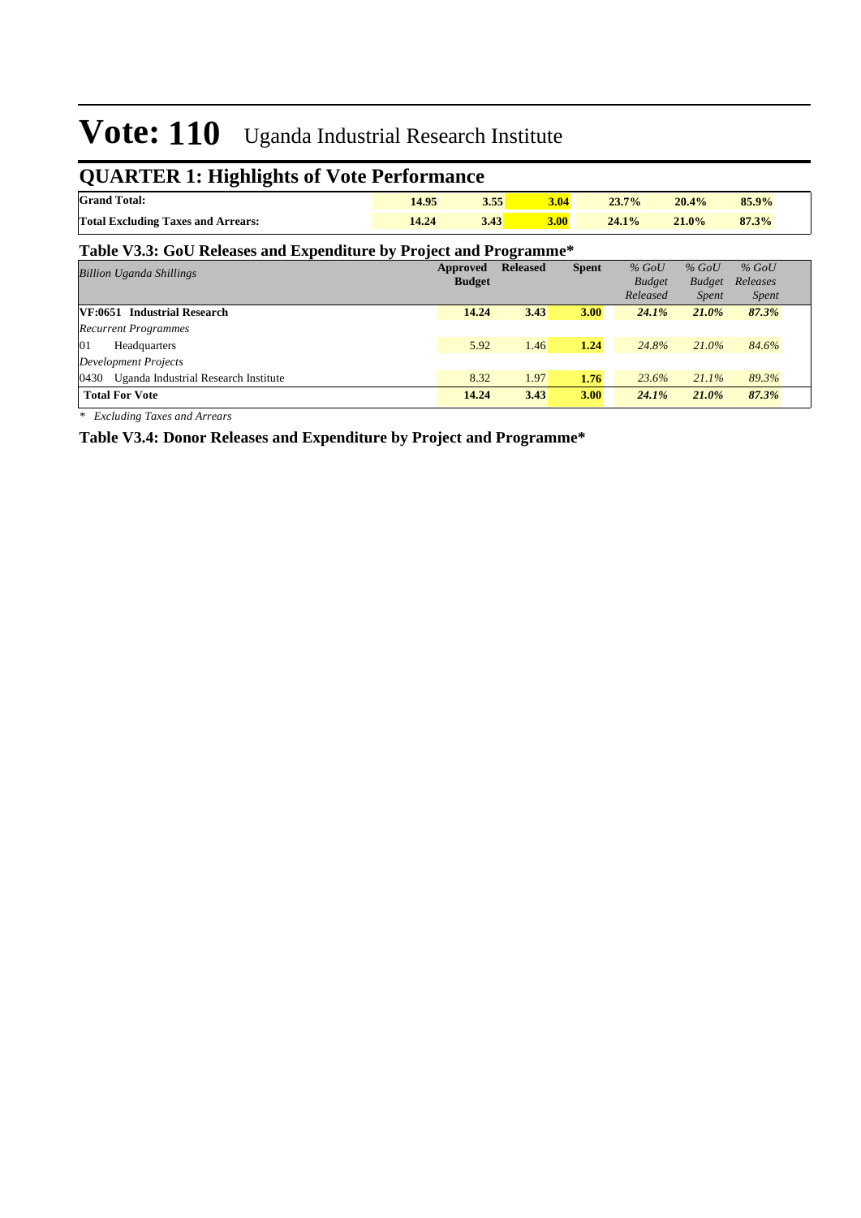# Vote: 110 Uganda Industrial Research Institute

## QUARTER 1: Highlights of Vote Performance

| | | | | | | |
|---|---|---|---|---|---|---|
| **Grand Total:** | **14.95** | **3.55** | **3.04** | **23.7%** | **20.4%** | **85.9%** |
| **Total Excluding Taxes and Arrears:** | **14.24** | **3.43** | **3.00** | **24.1%** | **21.0%** | **87.3%** |

### Table V3.3: GoU Releases and Expenditure by Project and Programme*

| *Billion Uganda Shillings* | **Approved Budget** | **Released** | **Spent** | *% GoU Budget Released* | *% GoU Budget Spent* | *% GoU Releases Spent* |
|---|---|---|---|---|---|---|
| **VF:0651 Industrial Research** | **14.24** | **3.43** | **3.00** | ***24.1%*** | ***21.0%*** | ***87.3%*** |
| *Recurrent Programmes* | | | | | | |
| 01 Headquarters | 5.92 | 1.46 | **1.24** | *24.8%* | *21.0%* | *84.6%* |
| *Development Projects* | | | | | | |
| 0430 Uganda Industrial Research Institute | 8.32 | 1.97 | **1.76** | *23.6%* | *21.1%* | *89.3%* |
| **Total For Vote** | **14.24** | **3.43** | **3.00** | ***24.1%*** | ***21.0%*** | ***87.3%*** |

*\* Excluding Taxes and Arrears*

### Table V3.4: Donor Releases and Expenditure by Project and Programme*